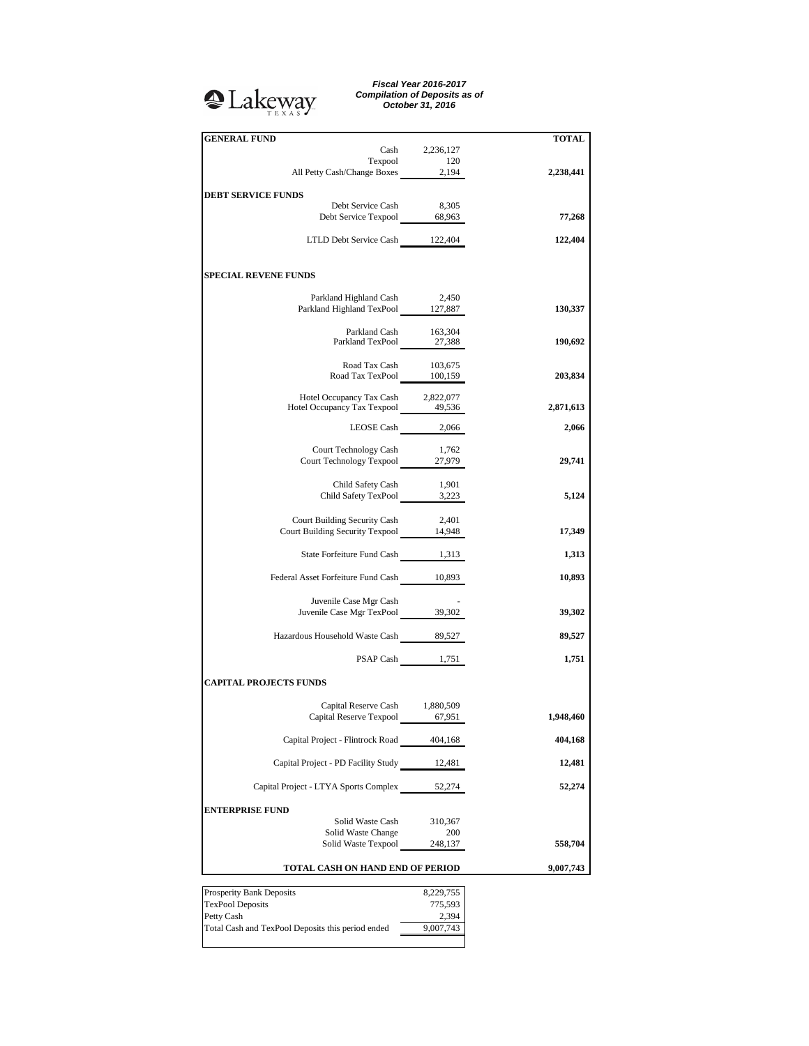Lakeway TEXAS

***Fiscal Year 2016-2017***
***Compilation of Deposits as of***
***October 31, 2016***

| | | **TOTAL** |
|---|---|---|
| **GENERAL FUND** | | |
| Cash | 2,236,127 | |
| Texpool | 120 | |
| All Petty Cash/Change Boxes | 2,194 | **2,238,441** |
| **DEBT SERVICE FUNDS** | | |
| Debt Service Cash | 8,305 | |
| Debt Service Texpool | 68,963 | **77,268** |
| LTLD Debt Service Cash | 122,404 | **122,404** |
| **SPECIAL REVENE FUNDS** | | |
| Parkland Highland Cash | 2,450 | |
| Parkland Highland TexPool | 127,887 | **130,337** |
| Parkland Cash | 163,304 | |
| Parkland TexPool | 27,388 | **190,692** |
| Road Tax Cash | 103,675 | |
| Road Tax TexPool | 100,159 | **203,834** |
| Hotel Occupancy Tax Cash | 2,822,077 | |
| Hotel Occupancy Tax Texpool | 49,536 | **2,871,613** |
| LEOSE Cash | 2,066 | **2,066** |
| Court Technology Cash | 1,762 | |
| Court Technology Texpool | 27,979 | **29,741** |
| Child Safety Cash | 1,901 | |
| Child Safety TexPool | 3,223 | **5,124** |
| Court Building Security Cash | 2,401 | |
| Court Building Security Texpool | 14,948 | **17,349** |
| State Forfeiture Fund Cash | 1,313 | **1,313** |
| Federal Asset Forfeiture Fund Cash | 10,893 | **10,893** |
| Juvenile Case Mgr Cash | - | |
| Juvenile Case Mgr TexPool | 39,302 | **39,302** |
| Hazardous Household Waste Cash | 89,527 | **89,527** |
| PSAP Cash | 1,751 | **1,751** |
| **CAPITAL PROJECTS FUNDS** | | |
| Capital Reserve Cash | 1,880,509 | |
| Capital Reserve Texpool | 67,951 | **1,948,460** |
| Capital Project - Flintrock Road | 404,168 | **404,168** |
| Capital Project - PD Facility Study | 12,481 | **12,481** |
| Capital Project - LTYA Sports Complex | 52,274 | **52,274** |
| **ENTERPRISE FUND** | | |
| Solid Waste Cash | 310,367 | |
| Solid Waste Change | 200 | |
| Solid Waste Texpool | 248,137 | **558,704** |
| **TOTAL CASH ON HAND END OF PERIOD** | | **9,007,743** |

| | |
|---|---|
| Prosperity Bank Deposits | 8,229,755 |
| TexPool Deposits | 775,593 |
| Petty Cash | 2,394 |
| Total Cash and TexPool Deposits this period ended | 9,007,743 |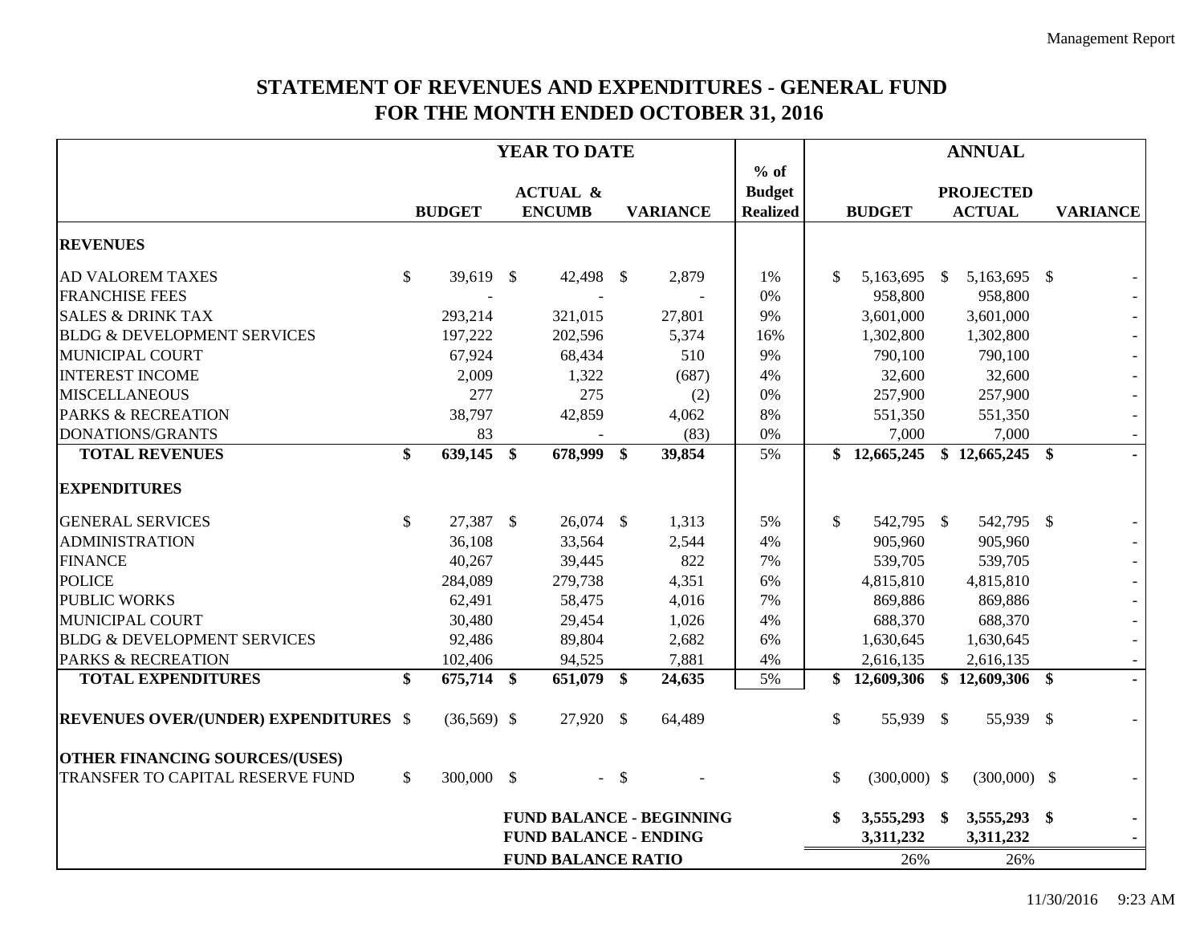# STATEMENT OF REVENUES AND EXPENDITURES - GENERAL FUND
# FOR THE MONTH ENDED OCTOBER 31, 2016

| | YEAR TO DATE | | | % of | ANNUAL | | |
|---|---|---|---|---|---|---|---|
| | **BUDGET** | **ACTUAL & ENCUMB** | **VARIANCE** | **Budget Realized** | **BUDGET** | **PROJECTED ACTUAL** | **VARIANCE** |
| **REVENUES** | | | | | | | |
| AD VALOREM TAXES | $ 39,619 | $ 42,498 | $ 2,879 | 1% | $ 5,163,695 | $ 5,163,695 | $ - |
| FRANCHISE FEES | - | - | - | 0% | 958,800 | 958,800 | - |
| SALES & DRINK TAX | 293,214 | 321,015 | 27,801 | 9% | 3,601,000 | 3,601,000 | - |
| BLDG & DEVELOPMENT SERVICES | 197,222 | 202,596 | 5,374 | 16% | 1,302,800 | 1,302,800 | - |
| MUNICIPAL COURT | 67,924 | 68,434 | 510 | 9% | 790,100 | 790,100 | - |
| INTEREST INCOME | 2,009 | 1,322 | (687) | 4% | 32,600 | 32,600 | - |
| MISCELLANEOUS | 277 | 275 | (2) | 0% | 257,900 | 257,900 | - |
| PARKS & RECREATION | 38,797 | 42,859 | 4,062 | 8% | 551,350 | 551,350 | - |
| DONATIONS/GRANTS | 83 | - | (83) | 0% | 7,000 | 7,000 | - |
| **TOTAL REVENUES** | **$ 639,145** | **$ 678,999** | **$ 39,854** | 5% | **$ 12,665,245** | **$ 12,665,245** | **$ -** |
| **EXPENDITURES** | | | | | | | |
| GENERAL SERVICES | $ 27,387 | $ 26,074 | $ 1,313 | 5% | $ 542,795 | $ 542,795 | $ - |
| ADMINISTRATION | 36,108 | 33,564 | 2,544 | 4% | 905,960 | 905,960 | - |
| FINANCE | 40,267 | 39,445 | 822 | 7% | 539,705 | 539,705 | - |
| POLICE | 284,089 | 279,738 | 4,351 | 6% | 4,815,810 | 4,815,810 | - |
| PUBLIC WORKS | 62,491 | 58,475 | 4,016 | 7% | 869,886 | 869,886 | - |
| MUNICIPAL COURT | 30,480 | 29,454 | 1,026 | 4% | 688,370 | 688,370 | - |
| BLDG & DEVELOPMENT SERVICES | 92,486 | 89,804 | 2,682 | 6% | 1,630,645 | 1,630,645 | - |
| PARKS & RECREATION | 102,406 | 94,525 | 7,881 | 4% | 2,616,135 | 2,616,135 | - |
| **TOTAL EXPENDITURES** | **$ 675,714** | **$ 651,079** | **$ 24,635** | 5% | **$ 12,609,306** | **$ 12,609,306** | **$ -** |
| **REVENUES OVER/(UNDER) EXPENDITURES** | $ (36,569) | $ 27,920 | $ 64,489 | | $ 55,939 | $ 55,939 | $ - |
| **OTHER FINANCING SOURCES/(USES)** | | | | | | | |
| TRANSFER TO CAPITAL RESERVE FUND | $ 300,000 | $ - | $ - | | $ (300,000) | $ (300,000) | $ - |
| | | **FUND BALANCE - BEGINNING** | | | **$ 3,555,293** | **$ 3,555,293** | **$ -** |
| | | **FUND BALANCE - ENDING** | | | **3,311,232** | **3,311,232** | **-** |
| | | **FUND BALANCE RATIO** | | | 26% | 26% | |